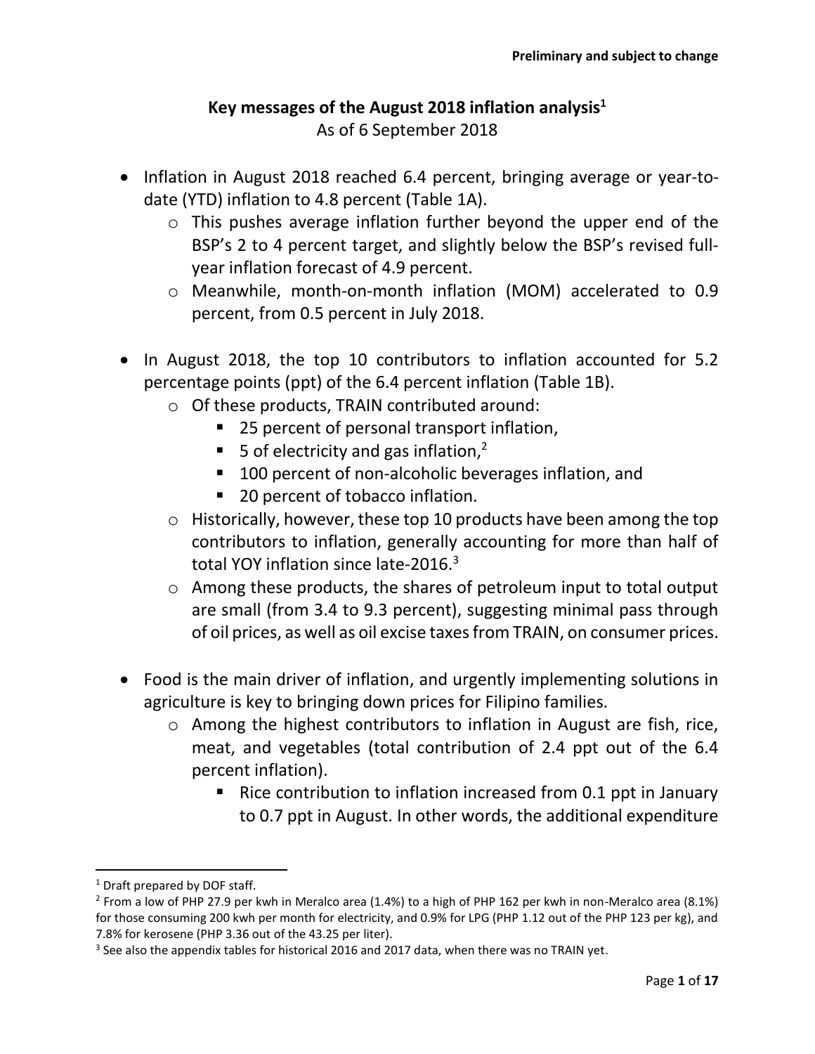Preliminary and subject to change

# Key messages of the August 2018 inflation analysis[1]

As of 6 September 2018

- Inflation in August 2018 reached 6.4 percent, bringing average or year-to-date (YTD) inflation to 4.8 percent (Table 1A).
  - This pushes average inflation further beyond the upper end of the BSP's 2 to 4 percent target, and slightly below the BSP's revised full-year inflation forecast of 4.9 percent.
  - Meanwhile, month-on-month inflation (MOM) accelerated to 0.9 percent, from 0.5 percent in July 2018.

- In August 2018, the top 10 contributors to inflation accounted for 5.2 percentage points (ppt) of the 6.4 percent inflation (Table 1B).
  - Of these products, TRAIN contributed around:
    - 25 percent of personal transport inflation,
    - 5 of electricity and gas inflation,[2]
    - 100 percent of non-alcoholic beverages inflation, and
    - 20 percent of tobacco inflation.
  - Historically, however, these top 10 products have been among the top contributors to inflation, generally accounting for more than half of total YOY inflation since late-2016.[3]
  - Among these products, the shares of petroleum input to total output are small (from 3.4 to 9.3 percent), suggesting minimal pass through of oil prices, as well as oil excise taxes from TRAIN, on consumer prices.

- Food is the main driver of inflation, and urgently implementing solutions in agriculture is key to bringing down prices for Filipino families.
  - Among the highest contributors to inflation in August are fish, rice, meat, and vegetables (total contribution of 2.4 ppt out of the 6.4 percent inflation).
    - Rice contribution to inflation increased from 0.1 ppt in January to 0.7 ppt in August. In other words, the additional expenditure

---

[1] Draft prepared by DOF staff.

[2] From a low of PHP 27.9 per kwh in Meralco area (1.4%) to a high of PHP 162 per kwh in non-Meralco area (8.1%) for those consuming 200 kwh per month for electricity, and 0.9% for LPG (PHP 1.12 out of the PHP 123 per kg), and 7.8% for kerosene (PHP 3.36 out of the 43.25 per liter).

[3] See also the appendix tables for historical 2016 and 2017 data, when there was no TRAIN yet.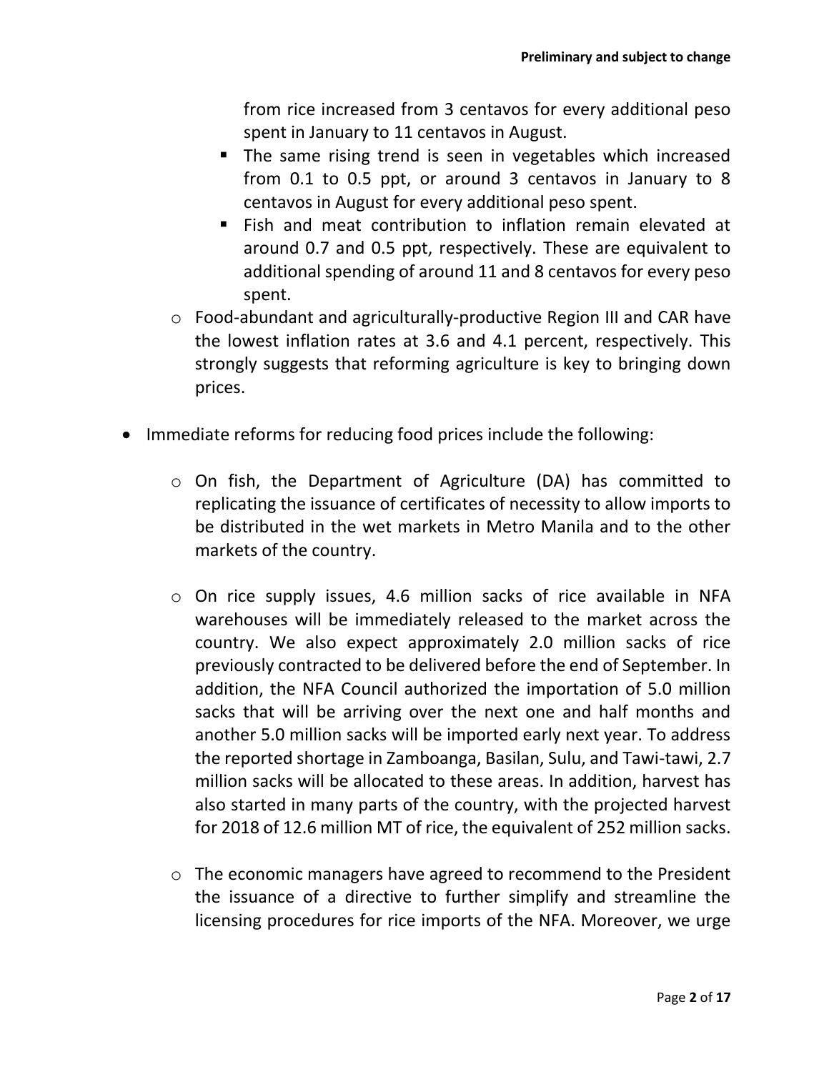from rice increased from 3 centavos for every additional peso spent in January to 11 centavos in August.

        - The same rising trend is seen in vegetables which increased from 0.1 to 0.5 ppt, or around 3 centavos in January to 8 centavos in August for every additional peso spent.
        - Fish and meat contribution to inflation remain elevated at around 0.7 and 0.5 ppt, respectively. These are equivalent to additional spending of around 11 and 8 centavos for every peso spent.
    - Food-abundant and agriculturally-productive Region III and CAR have the lowest inflation rates at 3.6 and 4.1 percent, respectively. This strongly suggests that reforming agriculture is key to bringing down prices.

- Immediate reforms for reducing food prices include the following:

    - On fish, the Department of Agriculture (DA) has committed to replicating the issuance of certificates of necessity to allow imports to be distributed in the wet markets in Metro Manila and to the other markets of the country.

    - On rice supply issues, 4.6 million sacks of rice available in NFA warehouses will be immediately released to the market across the country. We also expect approximately 2.0 million sacks of rice previously contracted to be delivered before the end of September. In addition, the NFA Council authorized the importation of 5.0 million sacks that will be arriving over the next one and half months and another 5.0 million sacks will be imported early next year. To address the reported shortage in Zamboanga, Basilan, Sulu, and Tawi-tawi, 2.7 million sacks will be allocated to these areas. In addition, harvest has also started in many parts of the country, with the projected harvest for 2018 of 12.6 million MT of rice, the equivalent of 252 million sacks.

    - The economic managers have agreed to recommend to the President the issuance of a directive to further simplify and streamline the licensing procedures for rice imports of the NFA. Moreover, we urge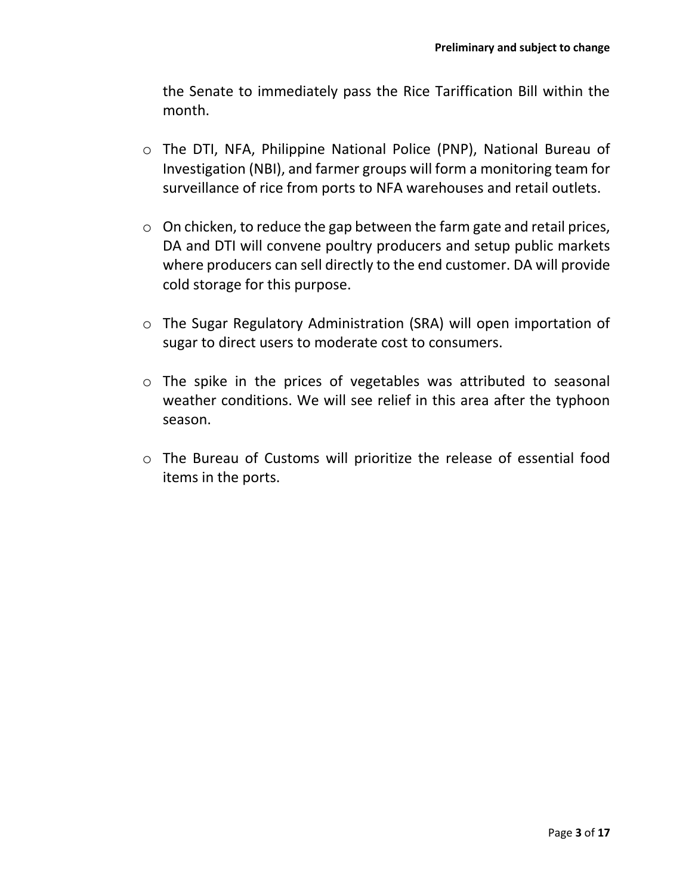the Senate to immediately pass the Rice Tariffication Bill within the month.

- The DTI, NFA, Philippine National Police (PNP), National Bureau of Investigation (NBI), and farmer groups will form a monitoring team for surveillance of rice from ports to NFA warehouses and retail outlets.

- On chicken, to reduce the gap between the farm gate and retail prices, DA and DTI will convene poultry producers and setup public markets where producers can sell directly to the end customer. DA will provide cold storage for this purpose.

- The Sugar Regulatory Administration (SRA) will open importation of sugar to direct users to moderate cost to consumers.

- The spike in the prices of vegetables was attributed to seasonal weather conditions. We will see relief in this area after the typhoon season.

- The Bureau of Customs will prioritize the release of essential food items in the ports.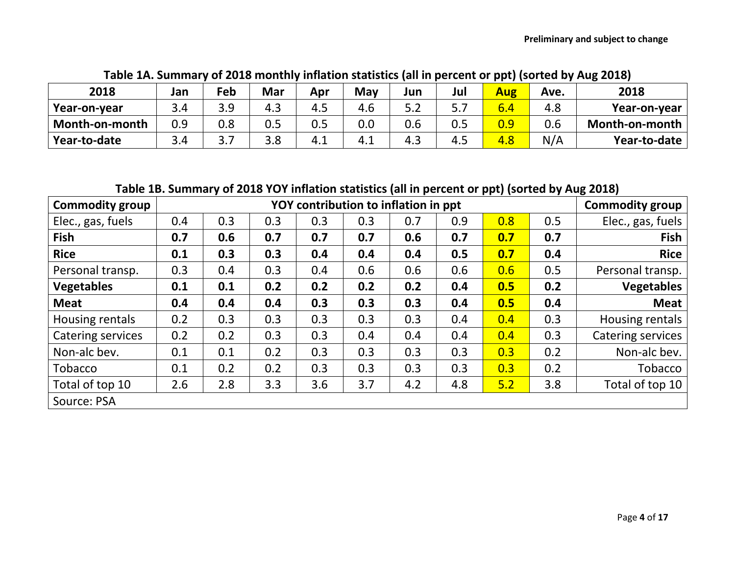**Preliminary and subject to change**

**Table 1A. Summary of 2018 monthly inflation statistics (all in percent or ppt) (sorted by Aug 2018)**

| 2018 | Jan | Feb | Mar | Apr | May | Jun | Jul | Aug | Ave. | 2018 |
|---|---|---|---|---|---|---|---|---|---|---|
| **Year-on-year** | 3.4 | 3.9 | 4.3 | 4.5 | 4.6 | 5.2 | 5.7 | 6.4 | 4.8 | **Year-on-year** |
| **Month-on-month** | 0.9 | 0.8 | 0.5 | 0.5 | 0.0 | 0.6 | 0.5 | 0.9 | 0.6 | **Month-on-month** |
| **Year-to-date** | 3.4 | 3.7 | 3.8 | 4.1 | 4.1 | 4.3 | 4.5 | 4.8 | N/A | **Year-to-date** |

**Table 1B. Summary of 2018 YOY inflation statistics (all in percent or ppt) (sorted by Aug 2018)**

| **Commodity group** | **YOY contribution to inflation in ppt** | | | | | | | | | **Commodity group** |
|---|---|---|---|---|---|---|---|---|---|---|
| Elec., gas, fuels | 0.4 | 0.3 | 0.3 | 0.3 | 0.3 | 0.7 | 0.9 | 0.8 | 0.5 | Elec., gas, fuels |
| **Fish** | **0.7** | **0.6** | **0.7** | **0.7** | **0.7** | **0.6** | **0.7** | **0.7** | **0.7** | **Fish** |
| **Rice** | **0.1** | **0.3** | **0.3** | **0.4** | **0.4** | **0.4** | **0.5** | **0.7** | **0.4** | **Rice** |
| Personal transp. | 0.3 | 0.4 | 0.3 | 0.4 | 0.6 | 0.6 | 0.6 | 0.6 | 0.5 | Personal transp. |
| **Vegetables** | **0.1** | **0.1** | **0.2** | **0.2** | **0.2** | **0.2** | **0.4** | **0.5** | **0.2** | **Vegetables** |
| **Meat** | **0.4** | **0.4** | **0.4** | **0.3** | **0.3** | **0.3** | **0.4** | **0.5** | **0.4** | **Meat** |
| Housing rentals | 0.2 | 0.3 | 0.3 | 0.3 | 0.3 | 0.3 | 0.4 | 0.4 | 0.3 | Housing rentals |
| Catering services | 0.2 | 0.2 | 0.3 | 0.3 | 0.4 | 0.4 | 0.4 | 0.4 | 0.3 | Catering services |
| Non-alc bev. | 0.1 | 0.1 | 0.2 | 0.3 | 0.3 | 0.3 | 0.3 | 0.3 | 0.2 | Non-alc bev. |
| Tobacco | 0.1 | 0.2 | 0.2 | 0.3 | 0.3 | 0.3 | 0.3 | 0.3 | 0.2 | Tobacco |
| Total of top 10 | 2.6 | 2.8 | 3.3 | 3.6 | 3.7 | 4.2 | 4.8 | 5.2 | 3.8 | Total of top 10 |
| Source: PSA | | | | | | | | | | |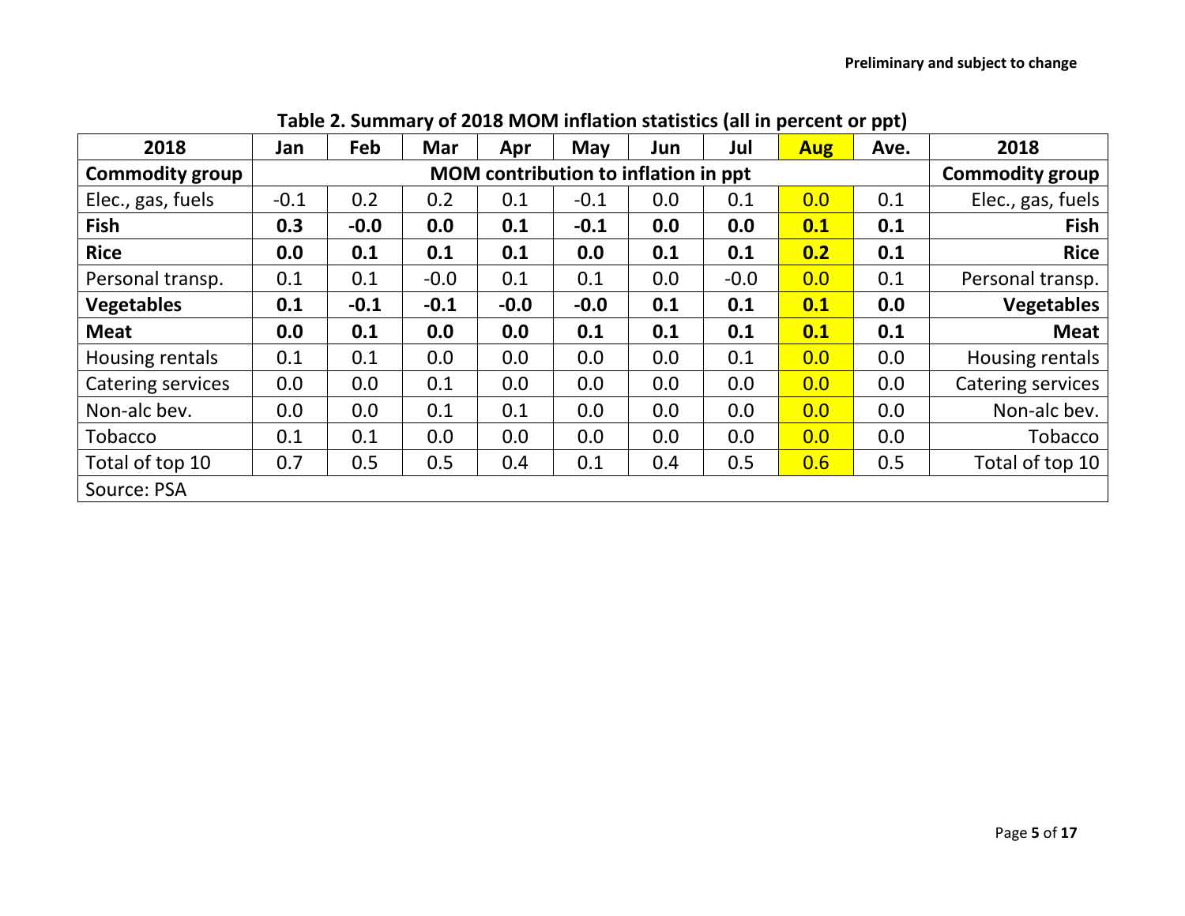**Preliminary and subject to change**

**Table 2. Summary of 2018 MOM inflation statistics (all in percent or ppt)**

| 2018 | Jan | Feb | Mar | Apr | May | Jun | Jul | Aug | Ave. | 2018 |
|---|---|---|---|---|---|---|---|---|---|---|
| **Commodity group** | **MOM contribution to inflation in ppt** | | | | | | | | | **Commodity group** |
| Elec., gas, fuels | -0.1 | 0.2 | 0.2 | 0.1 | -0.1 | 0.0 | 0.1 | 0.0 | 0.1 | Elec., gas, fuels |
| **Fish** | **0.3** | **-0.0** | **0.0** | **0.1** | **-0.1** | **0.0** | **0.0** | **0.1** | **0.1** | **Fish** |
| **Rice** | **0.0** | **0.1** | **0.1** | **0.1** | **0.0** | **0.1** | **0.1** | **0.2** | **0.1** | **Rice** |
| Personal transp. | 0.1 | 0.1 | -0.0 | 0.1 | 0.1 | 0.0 | -0.0 | 0.0 | 0.1 | Personal transp. |
| **Vegetables** | **0.1** | **-0.1** | **-0.1** | **-0.0** | **-0.0** | **0.1** | **0.1** | **0.1** | **0.0** | **Vegetables** |
| **Meat** | **0.0** | **0.1** | **0.0** | **0.0** | **0.1** | **0.1** | **0.1** | **0.1** | **0.1** | **Meat** |
| Housing rentals | 0.1 | 0.1 | 0.0 | 0.0 | 0.0 | 0.0 | 0.1 | 0.0 | 0.0 | Housing rentals |
| Catering services | 0.0 | 0.0 | 0.1 | 0.0 | 0.0 | 0.0 | 0.0 | 0.0 | 0.0 | Catering services |
| Non-alc bev. | 0.0 | 0.0 | 0.1 | 0.1 | 0.0 | 0.0 | 0.0 | 0.0 | 0.0 | Non-alc bev. |
| Tobacco | 0.1 | 0.1 | 0.0 | 0.0 | 0.0 | 0.0 | 0.0 | 0.0 | 0.0 | Tobacco |
| Total of top 10 | 0.7 | 0.5 | 0.5 | 0.4 | 0.1 | 0.4 | 0.5 | 0.6 | 0.5 | Total of top 10 |
| Source: PSA | | | | | | | | | | |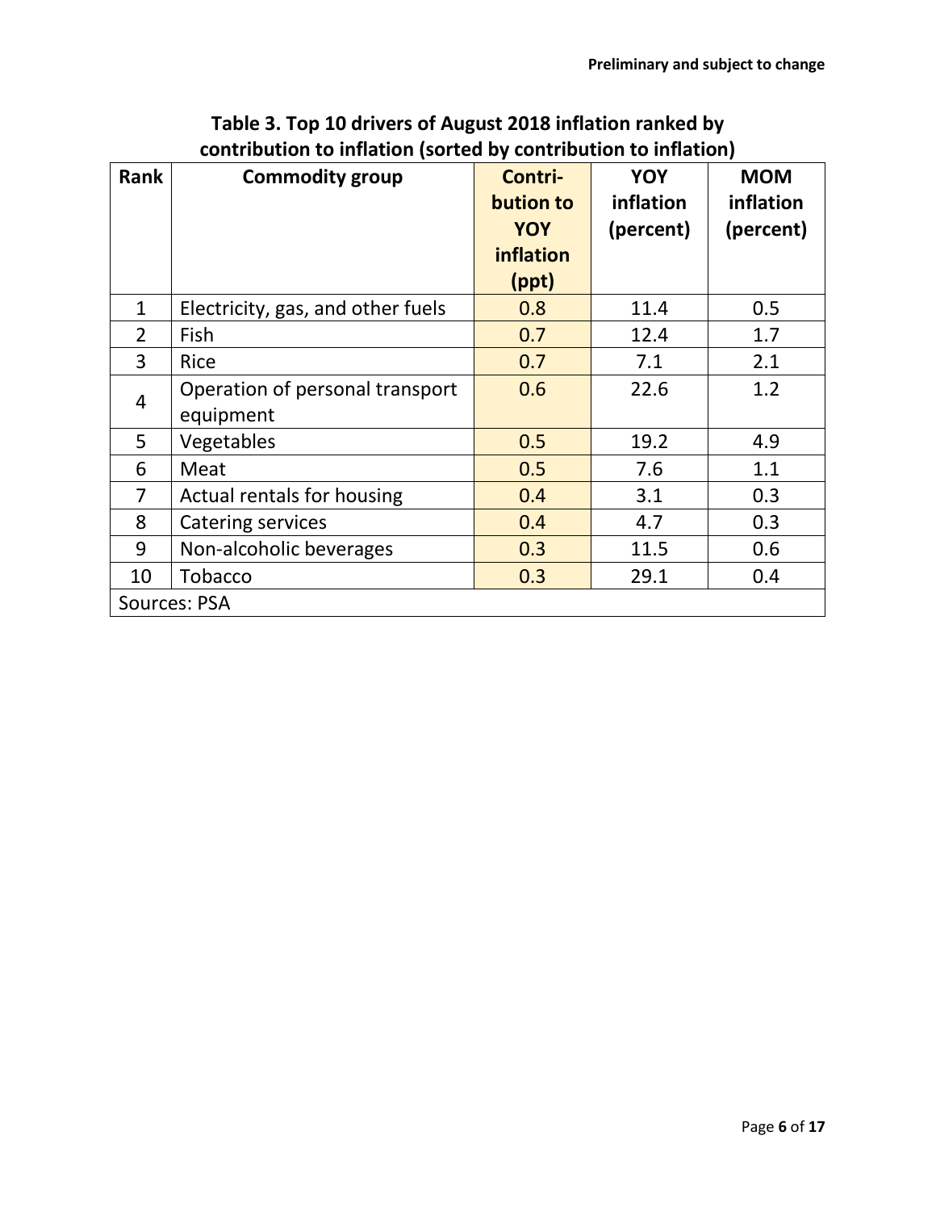**Table 3. Top 10 drivers of August 2018 inflation ranked by contribution to inflation (sorted by contribution to inflation)**

| Rank | Commodity group | Contri-bution to YOY inflation (ppt) | YOY inflation (percent) | MOM inflation (percent) |
|---|---|---|---|---|
| 1 | Electricity, gas, and other fuels | 0.8 | 11.4 | 0.5 |
| 2 | Fish | 0.7 | 12.4 | 1.7 |
| 3 | Rice | 0.7 | 7.1 | 2.1 |
| 4 | Operation of personal transport equipment | 0.6 | 22.6 | 1.2 |
| 5 | Vegetables | 0.5 | 19.2 | 4.9 |
| 6 | Meat | 0.5 | 7.6 | 1.1 |
| 7 | Actual rentals for housing | 0.4 | 3.1 | 0.3 |
| 8 | Catering services | 0.4 | 4.7 | 0.3 |
| 9 | Non-alcoholic beverages | 0.3 | 11.5 | 0.6 |
| 10 | Tobacco | 0.3 | 29.1 | 0.4 |
| Sources: PSA | | | | |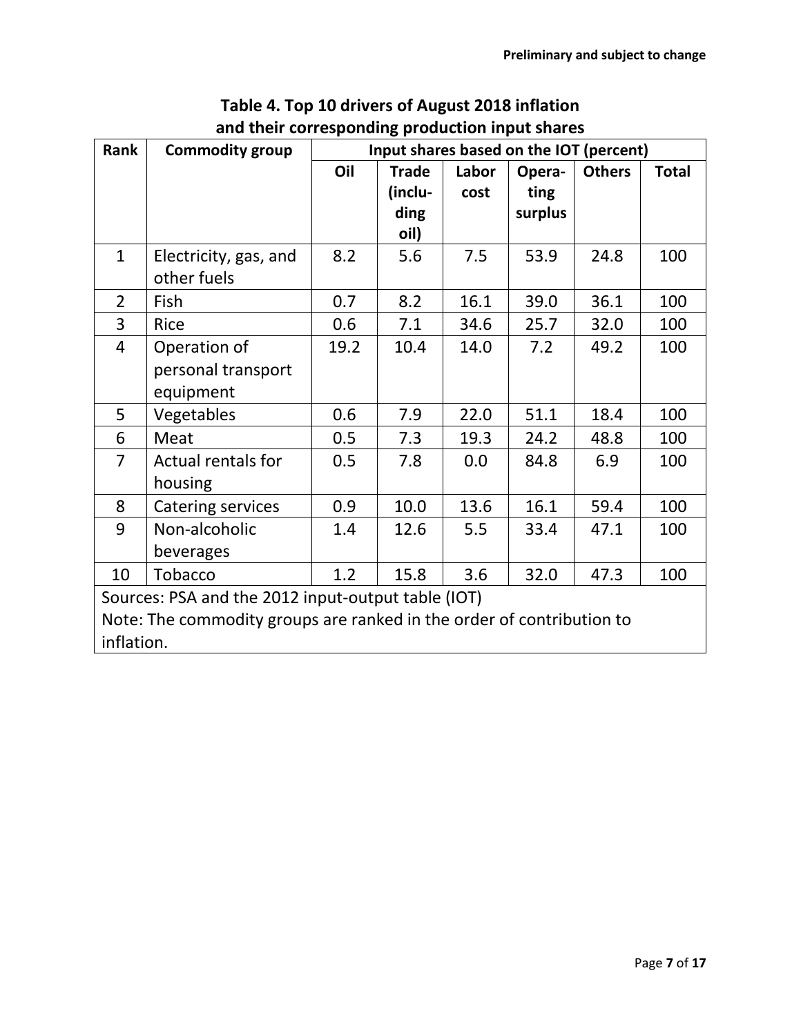Preliminary and subject to change

**Table 4. Top 10 drivers of August 2018 inflation and their corresponding production input shares**

| Rank | Commodity group | Input shares based on the IOT (percent) | | | | | |
|---|---|---|---|---|---|---|---|
| | | Oil | Trade (including oil) | Labor cost | Operating surplus | Others | Total |
| 1 | Electricity, gas, and other fuels | 8.2 | 5.6 | 7.5 | 53.9 | 24.8 | 100 |
| 2 | Fish | 0.7 | 8.2 | 16.1 | 39.0 | 36.1 | 100 |
| 3 | Rice | 0.6 | 7.1 | 34.6 | 25.7 | 32.0 | 100 |
| 4 | Operation of personal transport equipment | 19.2 | 10.4 | 14.0 | 7.2 | 49.2 | 100 |
| 5 | Vegetables | 0.6 | 7.9 | 22.0 | 51.1 | 18.4 | 100 |
| 6 | Meat | 0.5 | 7.3 | 19.3 | 24.2 | 48.8 | 100 |
| 7 | Actual rentals for housing | 0.5 | 7.8 | 0.0 | 84.8 | 6.9 | 100 |
| 8 | Catering services | 0.9 | 10.0 | 13.6 | 16.1 | 59.4 | 100 |
| 9 | Non-alcoholic beverages | 1.4 | 12.6 | 5.5 | 33.4 | 47.1 | 100 |
| 10 | Tobacco | 1.2 | 15.8 | 3.6 | 32.0 | 47.3 | 100 |

Sources: PSA and the 2012 input-output table (IOT)
Note: The commodity groups are ranked in the order of contribution to inflation.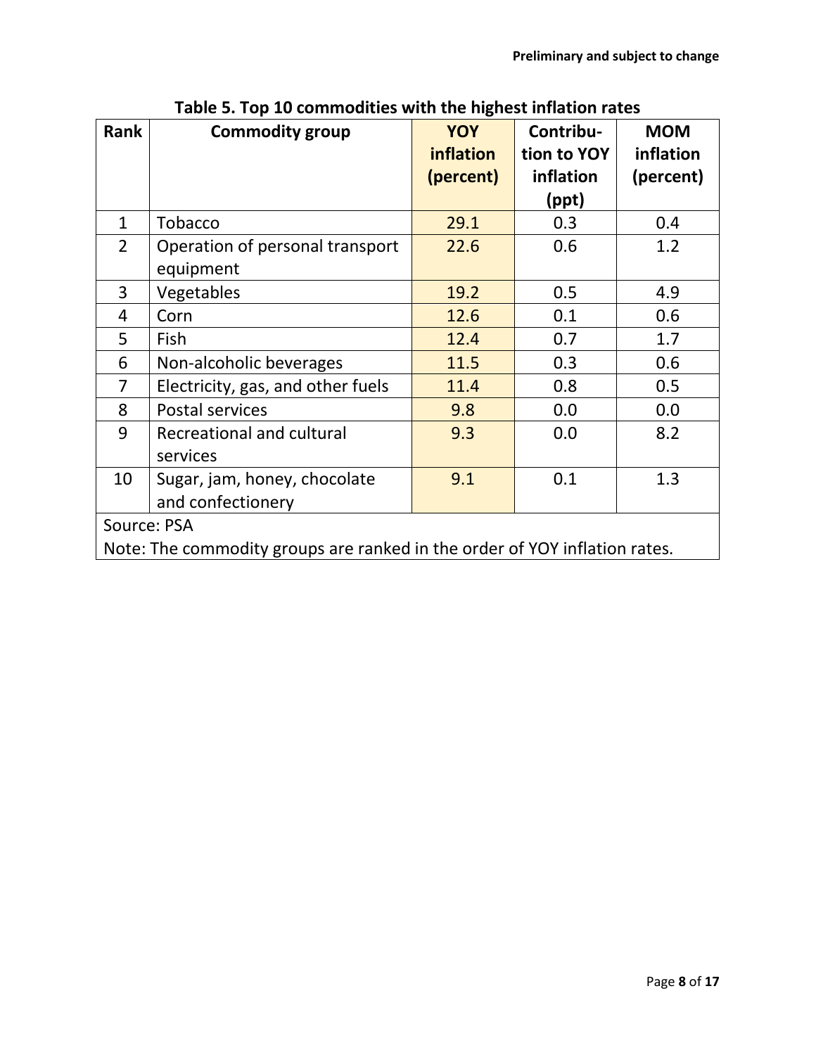Preliminary and subject to change

**Table 5. Top 10 commodities with the highest inflation rates**

| Rank | Commodity group | YOY inflation (percent) | Contribution to YOY inflation (ppt) | MOM inflation (percent) |
|---|---|---|---|---|
| 1 | Tobacco | 29.1 | 0.3 | 0.4 |
| 2 | Operation of personal transport equipment | 22.6 | 0.6 | 1.2 |
| 3 | Vegetables | 19.2 | 0.5 | 4.9 |
| 4 | Corn | 12.6 | 0.1 | 0.6 |
| 5 | Fish | 12.4 | 0.7 | 1.7 |
| 6 | Non-alcoholic beverages | 11.5 | 0.3 | 0.6 |
| 7 | Electricity, gas, and other fuels | 11.4 | 0.8 | 0.5 |
| 8 | Postal services | 9.8 | 0.0 | 0.0 |
| 9 | Recreational and cultural services | 9.3 | 0.0 | 8.2 |
| 10 | Sugar, jam, honey, chocolate and confectionery | 9.1 | 0.1 | 1.3 |

Source: PSA

Note: The commodity groups are ranked in the order of YOY inflation rates.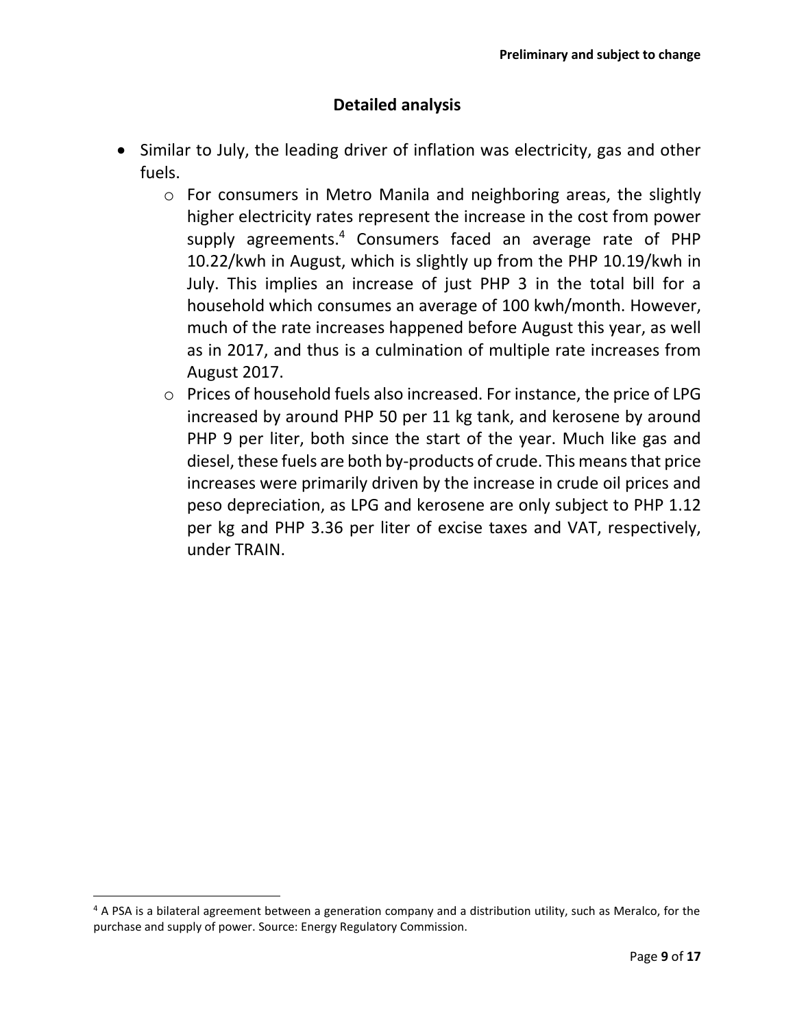## Detailed analysis

- Similar to July, the leading driver of inflation was electricity, gas and other fuels.
  - For consumers in Metro Manila and neighboring areas, the slightly higher electricity rates represent the increase in the cost from power supply agreements.[4] Consumers faced an average rate of PHP 10.22/kwh in August, which is slightly up from the PHP 10.19/kwh in July. This implies an increase of just PHP 3 in the total bill for a household which consumes an average of 100 kwh/month. However, much of the rate increases happened before August this year, as well as in 2017, and thus is a culmination of multiple rate increases from August 2017.
  - Prices of household fuels also increased. For instance, the price of LPG increased by around PHP 50 per 11 kg tank, and kerosene by around PHP 9 per liter, both since the start of the year. Much like gas and diesel, these fuels are both by-products of crude. This means that price increases were primarily driven by the increase in crude oil prices and peso depreciation, as LPG and kerosene are only subject to PHP 1.12 per kg and PHP 3.36 per liter of excise taxes and VAT, respectively, under TRAIN.

---

[4] A PSA is a bilateral agreement between a generation company and a distribution utility, such as Meralco, for the purchase and supply of power. Source: Energy Regulatory Commission.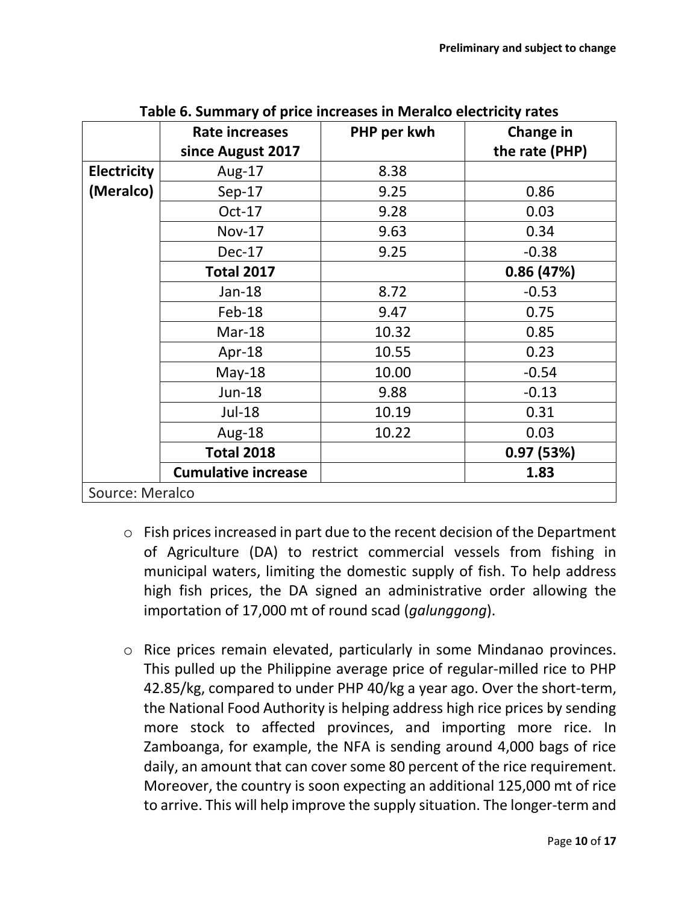Preliminary and subject to change

**Table 6. Summary of price increases in Meralco electricity rates**

| | Rate increases since August 2017 | PHP per kwh | Change in the rate (PHP) |
|---|---|---|---|
| **Electricity (Meralco)** | Aug-17 | 8.38 | |
| | Sep-17 | 9.25 | 0.86 |
| | Oct-17 | 9.28 | 0.03 |
| | Nov-17 | 9.63 | 0.34 |
| | Dec-17 | 9.25 | -0.38 |
| | **Total 2017** | | **0.86 (47%)** |
| | Jan-18 | 8.72 | -0.53 |
| | Feb-18 | 9.47 | 0.75 |
| | Mar-18 | 10.32 | 0.85 |
| | Apr-18 | 10.55 | 0.23 |
| | May-18 | 10.00 | -0.54 |
| | Jun-18 | 9.88 | -0.13 |
| | Jul-18 | 10.19 | 0.31 |
| | Aug-18 | 10.22 | 0.03 |
| | **Total 2018** | | **0.97 (53%)** |
| | **Cumulative increase** | | **1.83** |

Source: Meralco

- Fish prices increased in part due to the recent decision of the Department of Agriculture (DA) to restrict commercial vessels from fishing in municipal waters, limiting the domestic supply of fish. To help address high fish prices, the DA signed an administrative order allowing the importation of 17,000 mt of round scad (*galunggong*).

- Rice prices remain elevated, particularly in some Mindanao provinces. This pulled up the Philippine average price of regular-milled rice to PHP 42.85/kg, compared to under PHP 40/kg a year ago. Over the short-term, the National Food Authority is helping address high rice prices by sending more stock to affected provinces, and importing more rice. In Zamboanga, for example, the NFA is sending around 4,000 bags of rice daily, an amount that can cover some 80 percent of the rice requirement. Moreover, the country is soon expecting an additional 125,000 mt of rice to arrive. This will help improve the supply situation. The longer-term and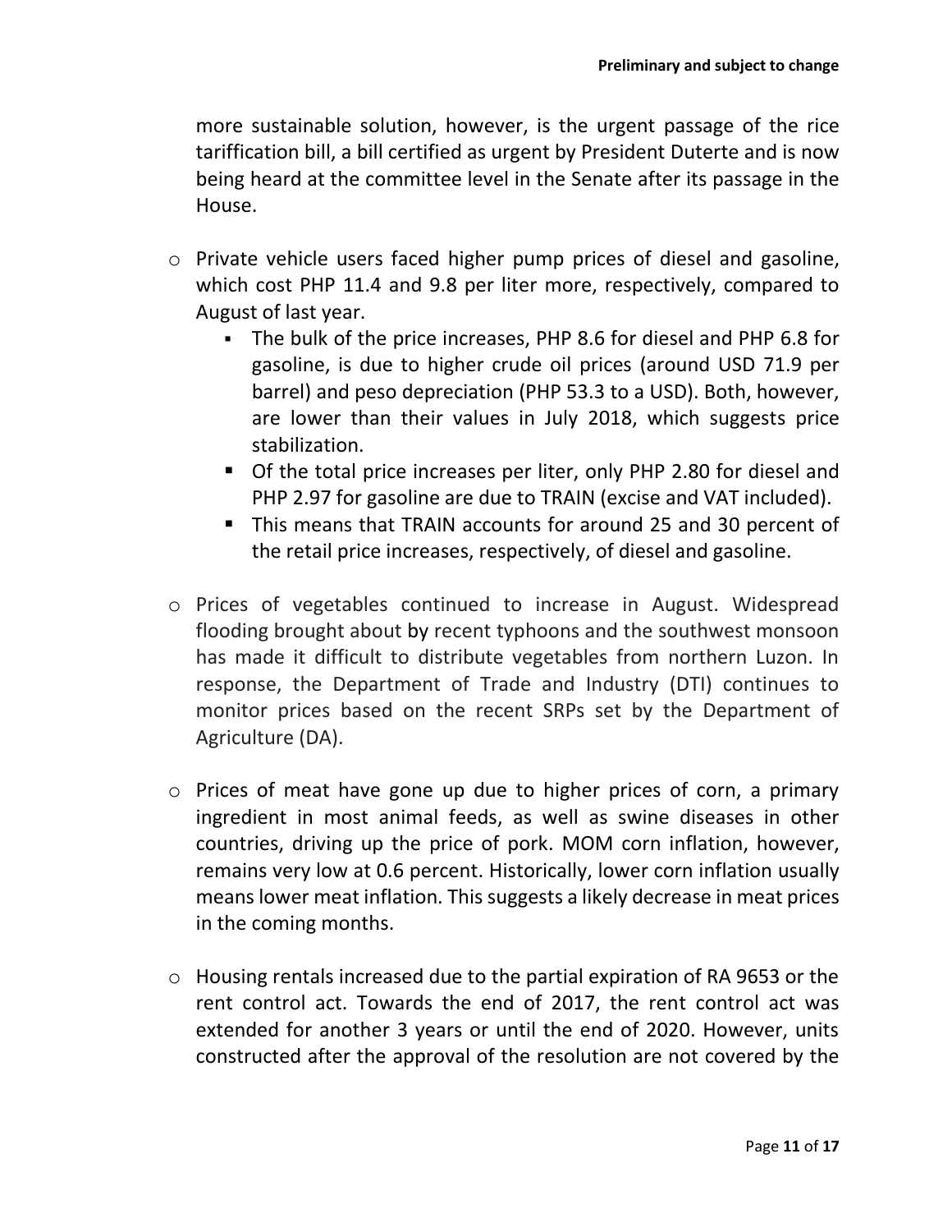more sustainable solution, however, is the urgent passage of the rice tariffication bill, a bill certified as urgent by President Duterte and is now being heard at the committee level in the Senate after its passage in the House.

- Private vehicle users faced higher pump prices of diesel and gasoline, which cost PHP 11.4 and 9.8 per liter more, respectively, compared to August of last year.
  - The bulk of the price increases, PHP 8.6 for diesel and PHP 6.8 for gasoline, is due to higher crude oil prices (around USD 71.9 per barrel) and peso depreciation (PHP 53.3 to a USD). Both, however, are lower than their values in July 2018, which suggests price stabilization.
  - Of the total price increases per liter, only PHP 2.80 for diesel and PHP 2.97 for gasoline are due to TRAIN (excise and VAT included).
  - This means that TRAIN accounts for around 25 and 30 percent of the retail price increases, respectively, of diesel and gasoline.

- Prices of vegetables continued to increase in August. Widespread flooding brought about by recent typhoons and the southwest monsoon has made it difficult to distribute vegetables from northern Luzon. In response, the Department of Trade and Industry (DTI) continues to monitor prices based on the recent SRPs set by the Department of Agriculture (DA).

- Prices of meat have gone up due to higher prices of corn, a primary ingredient in most animal feeds, as well as swine diseases in other countries, driving up the price of pork. MOM corn inflation, however, remains very low at 0.6 percent. Historically, lower corn inflation usually means lower meat inflation. This suggests a likely decrease in meat prices in the coming months.

- Housing rentals increased due to the partial expiration of RA 9653 or the rent control act. Towards the end of 2017, the rent control act was extended for another 3 years or until the end of 2020. However, units constructed after the approval of the resolution are not covered by the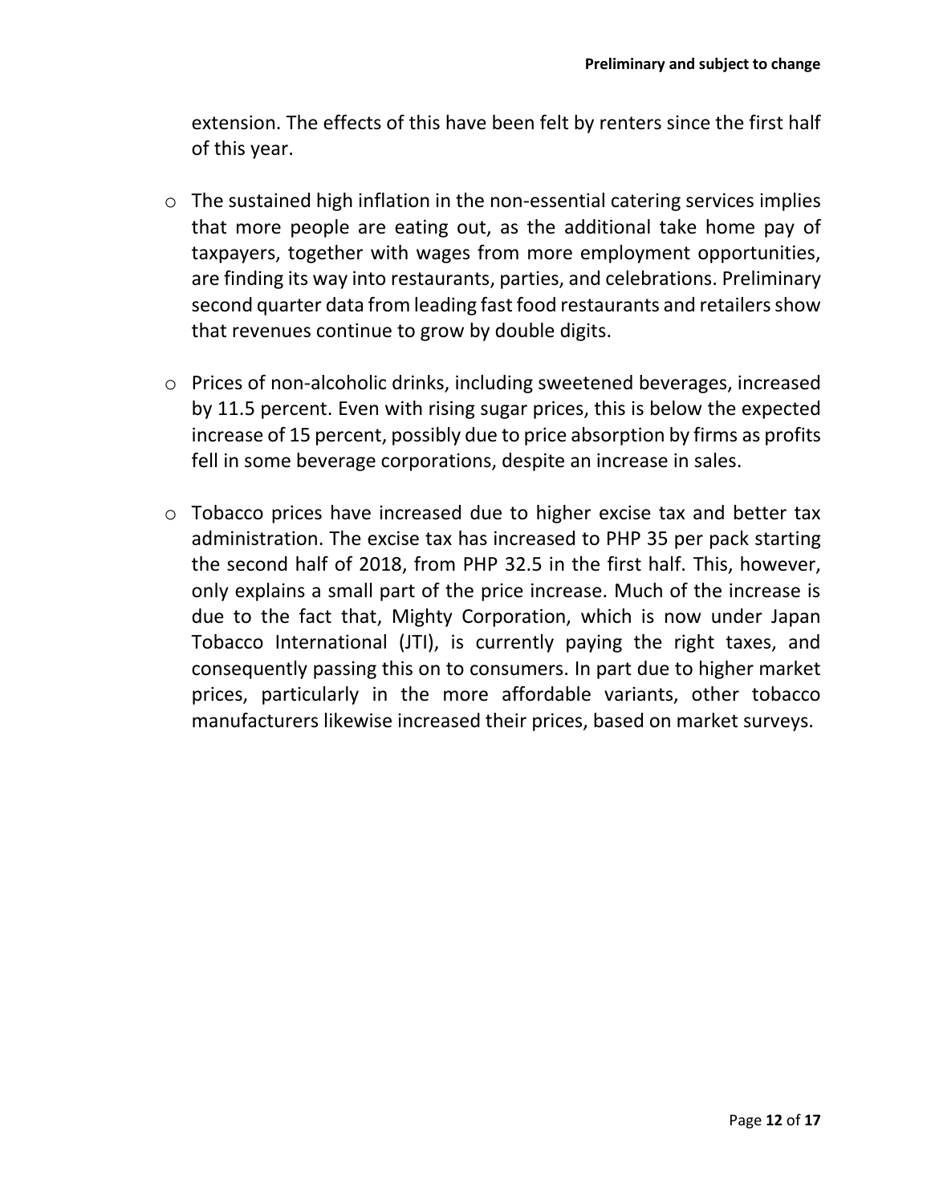extension. The effects of this have been felt by renters since the first half of this year.

- The sustained high inflation in the non-essential catering services implies that more people are eating out, as the additional take home pay of taxpayers, together with wages from more employment opportunities, are finding its way into restaurants, parties, and celebrations. Preliminary second quarter data from leading fast food restaurants and retailers show that revenues continue to grow by double digits.

- Prices of non-alcoholic drinks, including sweetened beverages, increased by 11.5 percent. Even with rising sugar prices, this is below the expected increase of 15 percent, possibly due to price absorption by firms as profits fell in some beverage corporations, despite an increase in sales.

- Tobacco prices have increased due to higher excise tax and better tax administration. The excise tax has increased to PHP 35 per pack starting the second half of 2018, from PHP 32.5 in the first half. This, however, only explains a small part of the price increase. Much of the increase is due to the fact that, Mighty Corporation, which is now under Japan Tobacco International (JTI), is currently paying the right taxes, and consequently passing this on to consumers. In part due to higher market prices, particularly in the more affordable variants, other tobacco manufacturers likewise increased their prices, based on market surveys.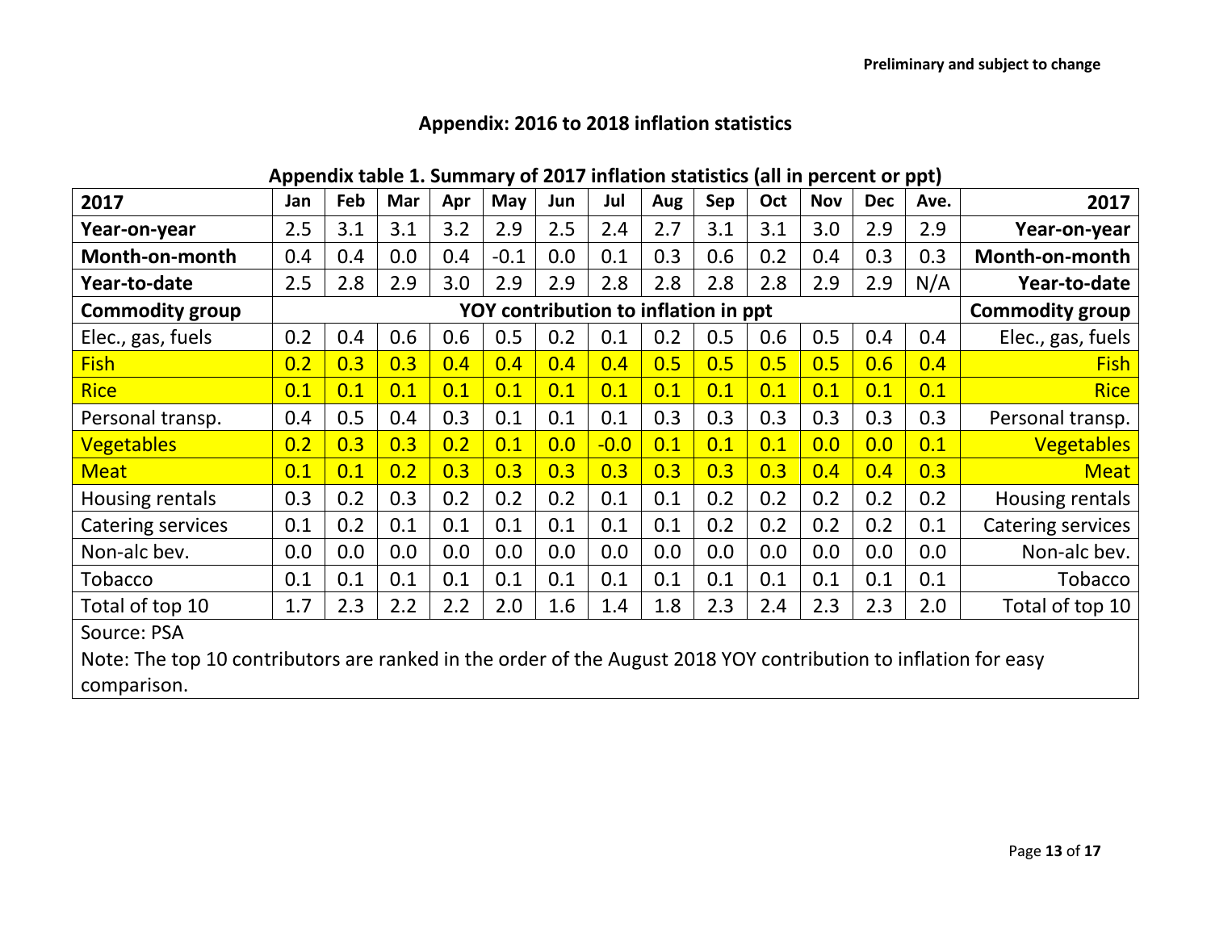Preliminary and subject to change

## Appendix: 2016 to 2018 inflation statistics

**Appendix table 1. Summary of 2017 inflation statistics (all in percent or ppt)**

| 2017 | Jan | Feb | Mar | Apr | May | Jun | Jul | Aug | Sep | Oct | Nov | Dec | Ave. | 2017 |
|---|---|---|---|---|---|---|---|---|---|---|---|---|---|---|
| **Year-on-year** | 2.5 | 3.1 | 3.1 | 3.2 | 2.9 | 2.5 | 2.4 | 2.7 | 3.1 | 3.1 | 3.0 | 2.9 | 2.9 | **Year-on-year** |
| **Month-on-month** | 0.4 | 0.4 | 0.0 | 0.4 | -0.1 | 0.0 | 0.1 | 0.3 | 0.6 | 0.2 | 0.4 | 0.3 | 0.3 | **Month-on-month** |
| **Year-to-date** | 2.5 | 2.8 | 2.9 | 3.0 | 2.9 | 2.9 | 2.8 | 2.8 | 2.8 | 2.8 | 2.9 | 2.9 | N/A | **Year-to-date** |
| **Commodity group** | **YOY contribution to inflation in ppt** | | | | | | | | | | | | | **Commodity group** |
| Elec., gas, fuels | 0.2 | 0.4 | 0.6 | 0.6 | 0.5 | 0.2 | 0.1 | 0.2 | 0.5 | 0.6 | 0.5 | 0.4 | 0.4 | Elec., gas, fuels |
| Fish | 0.2 | 0.3 | 0.3 | 0.4 | 0.4 | 0.4 | 0.4 | 0.5 | 0.5 | 0.5 | 0.5 | 0.6 | 0.4 | Fish |
| Rice | 0.1 | 0.1 | 0.1 | 0.1 | 0.1 | 0.1 | 0.1 | 0.1 | 0.1 | 0.1 | 0.1 | 0.1 | 0.1 | Rice |
| Personal transp. | 0.4 | 0.5 | 0.4 | 0.3 | 0.1 | 0.1 | 0.1 | 0.3 | 0.3 | 0.3 | 0.3 | 0.3 | 0.3 | Personal transp. |
| Vegetables | 0.2 | 0.3 | 0.3 | 0.2 | 0.1 | 0.0 | -0.0 | 0.1 | 0.1 | 0.1 | 0.0 | 0.0 | 0.1 | Vegetables |
| Meat | 0.1 | 0.1 | 0.2 | 0.3 | 0.3 | 0.3 | 0.3 | 0.3 | 0.3 | 0.3 | 0.4 | 0.4 | 0.3 | Meat |
| Housing rentals | 0.3 | 0.2 | 0.3 | 0.2 | 0.2 | 0.2 | 0.1 | 0.1 | 0.2 | 0.2 | 0.2 | 0.2 | 0.2 | Housing rentals |
| Catering services | 0.1 | 0.2 | 0.1 | 0.1 | 0.1 | 0.1 | 0.1 | 0.1 | 0.2 | 0.2 | 0.2 | 0.2 | 0.1 | Catering services |
| Non-alc bev. | 0.0 | 0.0 | 0.0 | 0.0 | 0.0 | 0.0 | 0.0 | 0.0 | 0.0 | 0.0 | 0.0 | 0.0 | 0.0 | Non-alc bev. |
| Tobacco | 0.1 | 0.1 | 0.1 | 0.1 | 0.1 | 0.1 | 0.1 | 0.1 | 0.1 | 0.1 | 0.1 | 0.1 | 0.1 | Tobacco |
| Total of top 10 | 1.7 | 2.3 | 2.2 | 2.2 | 2.0 | 1.6 | 1.4 | 1.8 | 2.3 | 2.4 | 2.3 | 2.3 | 2.0 | Total of top 10 |

Source: PSA

Note: The top 10 contributors are ranked in the order of the August 2018 YOY contribution to inflation for easy comparison.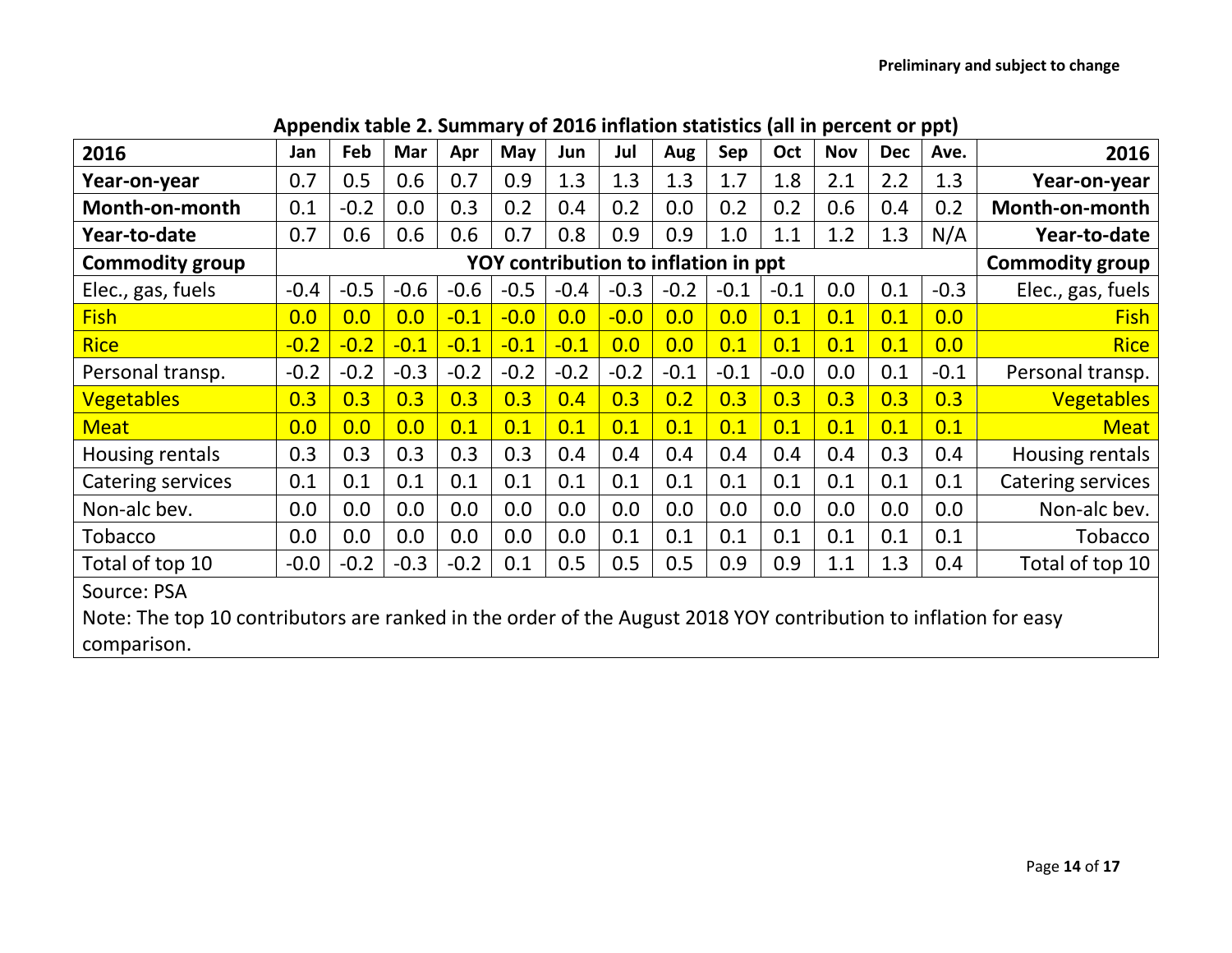"Preliminary and subject to change" header — probably omit? It's a running header likely. Omit.

**Appendix table 2. Summary of 2016 inflation statistics (all in percent or ppt)**

| 2016 | Jan | Feb | Mar | Apr | May | Jun | Jul | Aug | Sep | Oct | Nov | Dec | Ave. | 2016 |
|---|---|---|---|---|---|---|---|---|---|---|---|---|---|---|
| **Year-on-year** | 0.7 | 0.5 | 0.6 | 0.7 | 0.9 | 1.3 | 1.3 | 1.3 | 1.7 | 1.8 | 2.1 | 2.2 | 1.3 | **Year-on-year** |
| **Month-on-month** | 0.1 | -0.2 | 0.0 | 0.3 | 0.2 | 0.4 | 0.2 | 0.0 | 0.2 | 0.2 | 0.6 | 0.4 | 0.2 | **Month-on-month** |
| **Year-to-date** | 0.7 | 0.6 | 0.6 | 0.6 | 0.7 | 0.8 | 0.9 | 0.9 | 1.0 | 1.1 | 1.2 | 1.3 | N/A | **Year-to-date** |
| **Commodity group** | **YOY contribution to inflation in ppt** | | | | | | | | | | | | | **Commodity group** |
| Elec., gas, fuels | -0.4 | -0.5 | -0.6 | -0.6 | -0.5 | -0.4 | -0.3 | -0.2 | -0.1 | -0.1 | 0.0 | 0.1 | -0.3 | Elec., gas, fuels |
| Fish | 0.0 | 0.0 | 0.0 | -0.1 | -0.0 | 0.0 | -0.0 | 0.0 | 0.0 | 0.1 | 0.1 | 0.1 | 0.0 | Fish |
| Rice | -0.2 | -0.2 | -0.1 | -0.1 | -0.1 | -0.1 | 0.0 | 0.0 | 0.1 | 0.1 | 0.1 | 0.1 | 0.0 | Rice |
| Personal transp. | -0.2 | -0.2 | -0.3 | -0.2 | -0.2 | -0.2 | -0.2 | -0.1 | -0.1 | -0.0 | 0.0 | 0.1 | -0.1 | Personal transp. |
| Vegetables | 0.3 | 0.3 | 0.3 | 0.3 | 0.3 | 0.4 | 0.3 | 0.2 | 0.3 | 0.3 | 0.3 | 0.3 | 0.3 | Vegetables |
| Meat | 0.0 | 0.0 | 0.0 | 0.1 | 0.1 | 0.1 | 0.1 | 0.1 | 0.1 | 0.1 | 0.1 | 0.1 | 0.1 | Meat |
| Housing rentals | 0.3 | 0.3 | 0.3 | 0.3 | 0.3 | 0.4 | 0.4 | 0.4 | 0.4 | 0.4 | 0.4 | 0.3 | 0.4 | Housing rentals |
| Catering services | 0.1 | 0.1 | 0.1 | 0.1 | 0.1 | 0.1 | 0.1 | 0.1 | 0.1 | 0.1 | 0.1 | 0.1 | 0.1 | Catering services |
| Non-alc bev. | 0.0 | 0.0 | 0.0 | 0.0 | 0.0 | 0.0 | 0.0 | 0.0 | 0.0 | 0.0 | 0.0 | 0.0 | 0.0 | Non-alc bev. |
| Tobacco | 0.0 | 0.0 | 0.0 | 0.0 | 0.0 | 0.0 | 0.1 | 0.1 | 0.1 | 0.1 | 0.1 | 0.1 | 0.1 | Tobacco |
| Total of top 10 | -0.0 | -0.2 | -0.3 | -0.2 | 0.1 | 0.5 | 0.5 | 0.5 | 0.9 | 0.9 | 1.1 | 1.3 | 0.4 | Total of top 10 |

Source: PSA

Note: The top 10 contributors are ranked in the order of the August 2018 YOY contribution to inflation for easy comparison.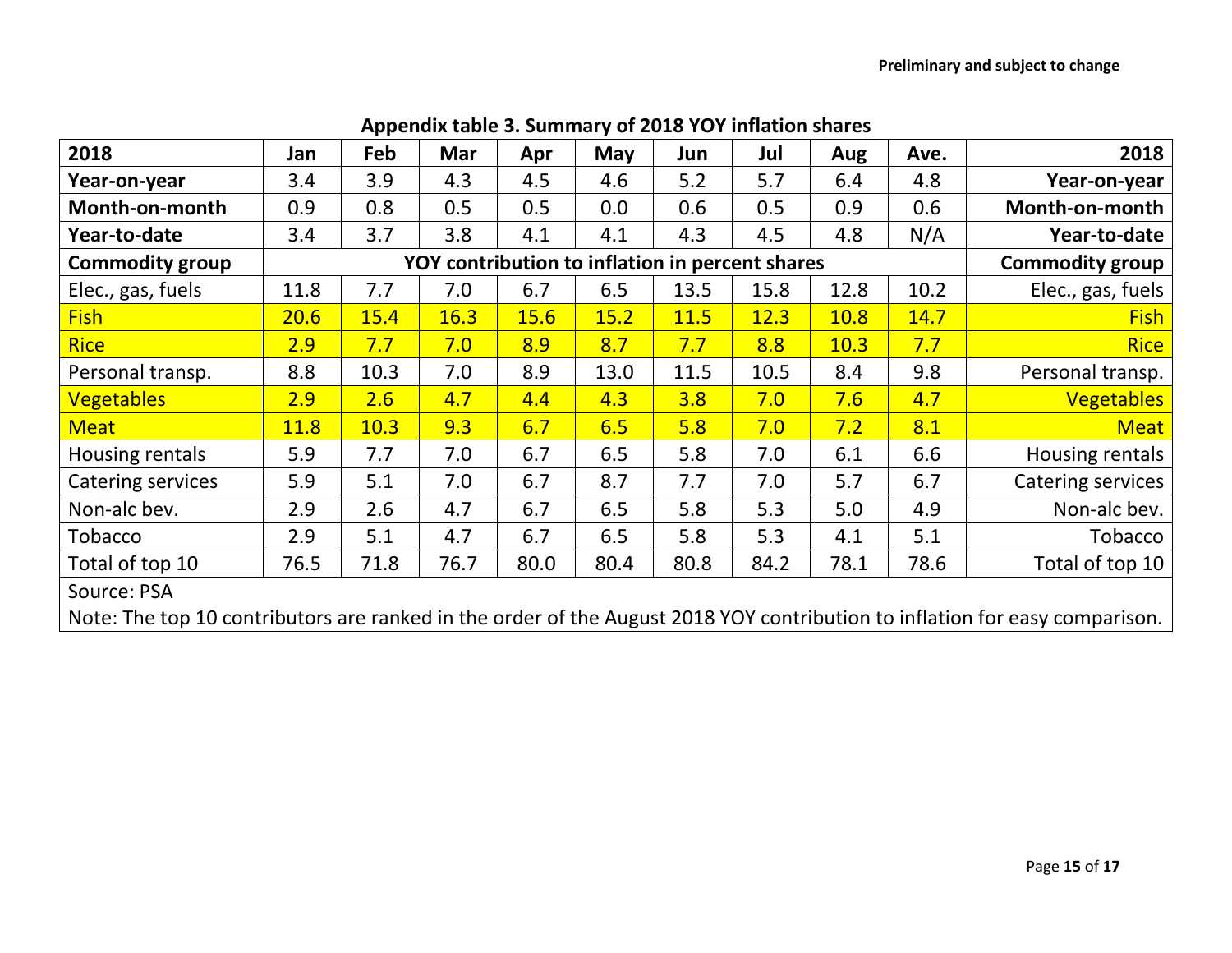**Preliminary and subject to change**

**Appendix table 3. Summary of 2018 YOY inflation shares**

| 2018 | Jan | Feb | Mar | Apr | May | Jun | Jul | Aug | Ave. | 2018 |
|---|---|---|---|---|---|---|---|---|---|---|
| **Year-on-year** | 3.4 | 3.9 | 4.3 | 4.5 | 4.6 | 5.2 | 5.7 | 6.4 | 4.8 | **Year-on-year** |
| **Month-on-month** | 0.9 | 0.8 | 0.5 | 0.5 | 0.0 | 0.6 | 0.5 | 0.9 | 0.6 | **Month-on-month** |
| **Year-to-date** | 3.4 | 3.7 | 3.8 | 4.1 | 4.1 | 4.3 | 4.5 | 4.8 | N/A | **Year-to-date** |
| **Commodity group** | **YOY contribution to inflation in percent shares** | | | | | | | | | **Commodity group** |
| Elec., gas, fuels | 11.8 | 7.7 | 7.0 | 6.7 | 6.5 | 13.5 | 15.8 | 12.8 | 10.2 | Elec., gas, fuels |
| Fish | 20.6 | 15.4 | 16.3 | 15.6 | 15.2 | 11.5 | 12.3 | 10.8 | 14.7 | Fish |
| Rice | 2.9 | 7.7 | 7.0 | 8.9 | 8.7 | 7.7 | 8.8 | 10.3 | 7.7 | Rice |
| Personal transp. | 8.8 | 10.3 | 7.0 | 8.9 | 13.0 | 11.5 | 10.5 | 8.4 | 9.8 | Personal transp. |
| Vegetables | 2.9 | 2.6 | 4.7 | 4.4 | 4.3 | 3.8 | 7.0 | 7.6 | 4.7 | Vegetables |
| Meat | 11.8 | 10.3 | 9.3 | 6.7 | 6.5 | 5.8 | 7.0 | 7.2 | 8.1 | Meat |
| Housing rentals | 5.9 | 7.7 | 7.0 | 6.7 | 6.5 | 5.8 | 7.0 | 6.1 | 6.6 | Housing rentals |
| Catering services | 5.9 | 5.1 | 7.0 | 6.7 | 8.7 | 7.7 | 7.0 | 5.7 | 6.7 | Catering services |
| Non-alc bev. | 2.9 | 2.6 | 4.7 | 6.7 | 6.5 | 5.8 | 5.3 | 5.0 | 4.9 | Non-alc bev. |
| Tobacco | 2.9 | 5.1 | 4.7 | 6.7 | 6.5 | 5.8 | 5.3 | 4.1 | 5.1 | Tobacco |
| Total of top 10 | 76.5 | 71.8 | 76.7 | 80.0 | 80.4 | 80.8 | 84.2 | 78.1 | 78.6 | Total of top 10 |

Source: PSA

Note: The top 10 contributors are ranked in the order of the August 2018 YOY contribution to inflation for easy comparison.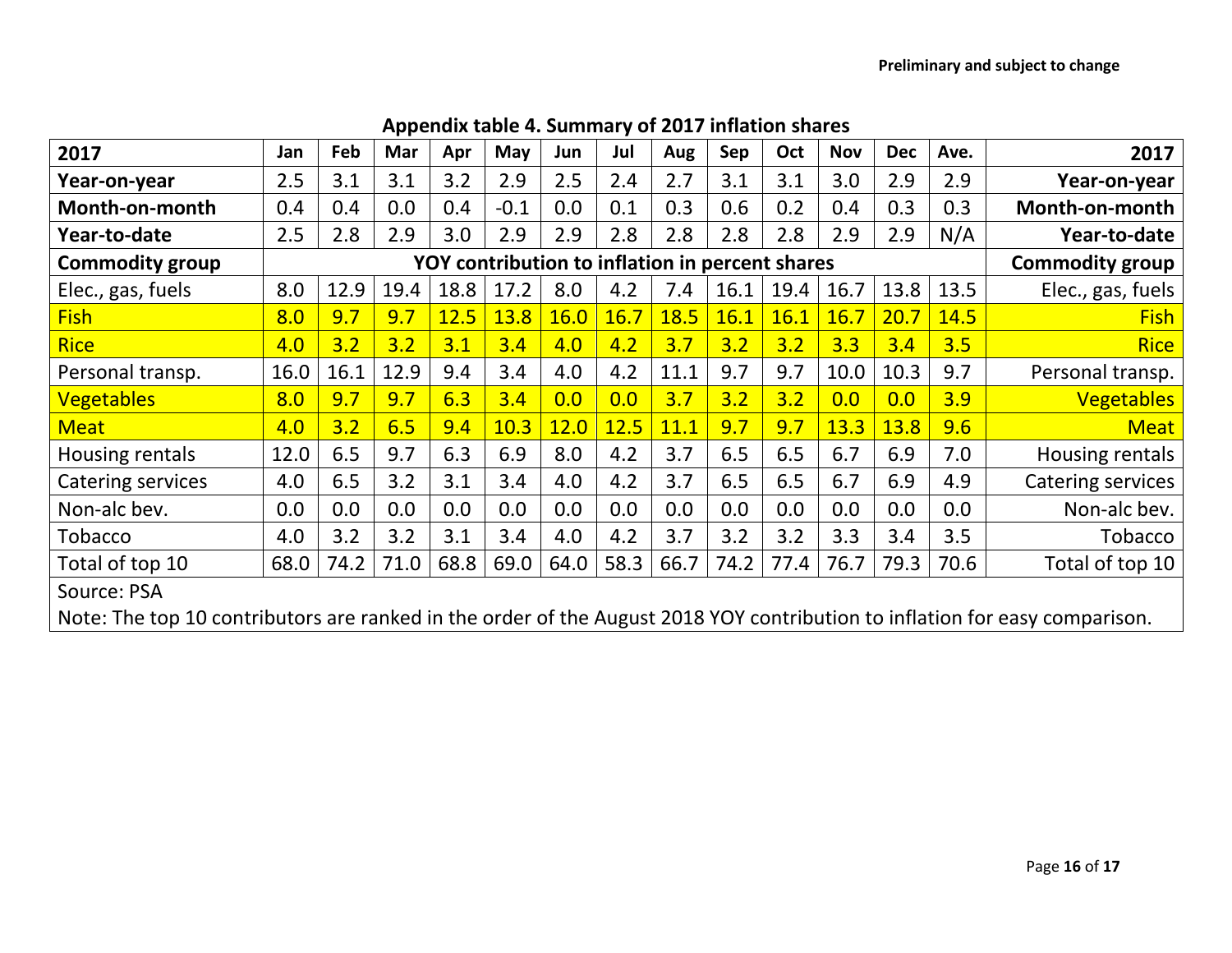Preliminary and subject to change

## Appendix table 4. Summary of 2017 inflation shares

| 2017 | Jan | Feb | Mar | Apr | May | Jun | Jul | Aug | Sep | Oct | Nov | Dec | Ave. | 2017 |
|---|---|---|---|---|---|---|---|---|---|---|---|---|---|---|
| **Year-on-year** | 2.5 | 3.1 | 3.1 | 3.2 | 2.9 | 2.5 | 2.4 | 2.7 | 3.1 | 3.1 | 3.0 | 2.9 | 2.9 | **Year-on-year** |
| **Month-on-month** | 0.4 | 0.4 | 0.0 | 0.4 | -0.1 | 0.0 | 0.1 | 0.3 | 0.6 | 0.2 | 0.4 | 0.3 | 0.3 | **Month-on-month** |
| **Year-to-date** | 2.5 | 2.8 | 2.9 | 3.0 | 2.9 | 2.9 | 2.8 | 2.8 | 2.8 | 2.8 | 2.9 | 2.9 | N/A | **Year-to-date** |
| **Commodity group** | **YOY contribution to inflation in percent shares** | | | | | | | | | | | | | **Commodity group** |
| Elec., gas, fuels | 8.0 | 12.9 | 19.4 | 18.8 | 17.2 | 8.0 | 4.2 | 7.4 | 16.1 | 19.4 | 16.7 | 13.8 | 13.5 | Elec., gas, fuels |
| Fish | 8.0 | 9.7 | 9.7 | 12.5 | 13.8 | 16.0 | 16.7 | 18.5 | 16.1 | 16.1 | 16.7 | 20.7 | 14.5 | Fish |
| Rice | 4.0 | 3.2 | 3.2 | 3.1 | 3.4 | 4.0 | 4.2 | 3.7 | 3.2 | 3.2 | 3.3 | 3.4 | 3.5 | Rice |
| Personal transp. | 16.0 | 16.1 | 12.9 | 9.4 | 3.4 | 4.0 | 4.2 | 11.1 | 9.7 | 9.7 | 10.0 | 10.3 | 9.7 | Personal transp. |
| Vegetables | 8.0 | 9.7 | 9.7 | 6.3 | 3.4 | 0.0 | 0.0 | 3.7 | 3.2 | 3.2 | 0.0 | 0.0 | 3.9 | Vegetables |
| Meat | 4.0 | 3.2 | 6.5 | 9.4 | 10.3 | 12.0 | 12.5 | 11.1 | 9.7 | 9.7 | 13.3 | 13.8 | 9.6 | Meat |
| Housing rentals | 12.0 | 6.5 | 9.7 | 6.3 | 6.9 | 8.0 | 4.2 | 3.7 | 6.5 | 6.5 | 6.7 | 6.9 | 7.0 | Housing rentals |
| Catering services | 4.0 | 6.5 | 3.2 | 3.1 | 3.4 | 4.0 | 4.2 | 3.7 | 6.5 | 6.5 | 6.7 | 6.9 | 4.9 | Catering services |
| Non-alc bev. | 0.0 | 0.0 | 0.0 | 0.0 | 0.0 | 0.0 | 0.0 | 0.0 | 0.0 | 0.0 | 0.0 | 0.0 | 0.0 | Non-alc bev. |
| Tobacco | 4.0 | 3.2 | 3.2 | 3.1 | 3.4 | 4.0 | 4.2 | 3.7 | 3.2 | 3.2 | 3.3 | 3.4 | 3.5 | Tobacco |
| Total of top 10 | 68.0 | 74.2 | 71.0 | 68.8 | 69.0 | 64.0 | 58.3 | 66.7 | 74.2 | 77.4 | 76.7 | 79.3 | 70.6 | Total of top 10 |

Source: PSA

Note: The top 10 contributors are ranked in the order of the August 2018 YOY contribution to inflation for easy comparison.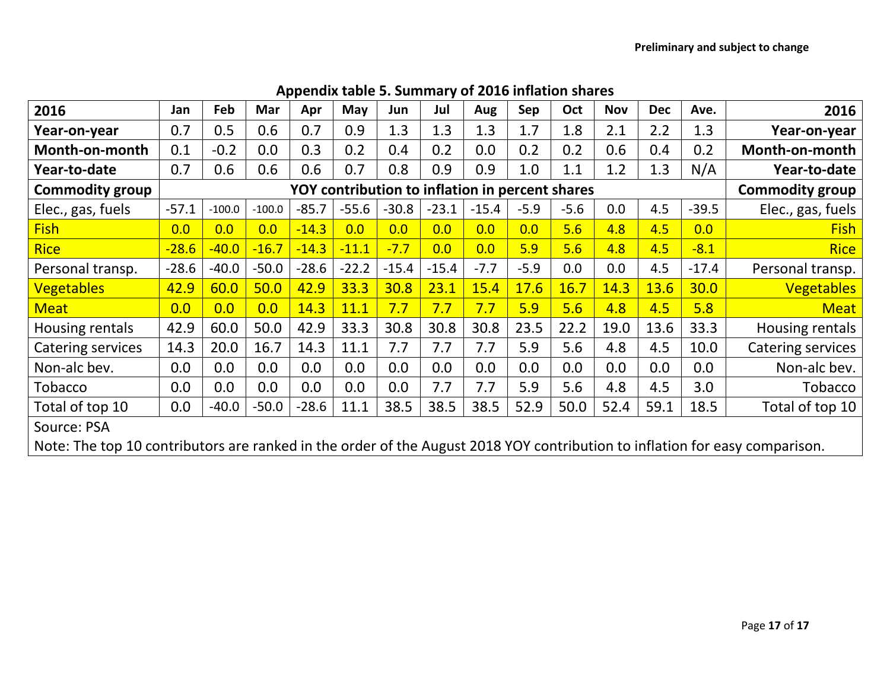**Preliminary and subject to change**

**Appendix table 5. Summary of 2016 inflation shares**

| 2016 | Jan | Feb | Mar | Apr | May | Jun | Jul | Aug | Sep | Oct | Nov | Dec | Ave. | 2016 |
|---|---|---|---|---|---|---|---|---|---|---|---|---|---|---|
| **Year-on-year** | 0.7 | 0.5 | 0.6 | 0.7 | 0.9 | 1.3 | 1.3 | 1.3 | 1.7 | 1.8 | 2.1 | 2.2 | 1.3 | **Year-on-year** |
| **Month-on-month** | 0.1 | -0.2 | 0.0 | 0.3 | 0.2 | 0.4 | 0.2 | 0.0 | 0.2 | 0.2 | 0.6 | 0.4 | 0.2 | **Month-on-month** |
| **Year-to-date** | 0.7 | 0.6 | 0.6 | 0.6 | 0.7 | 0.8 | 0.9 | 0.9 | 1.0 | 1.1 | 1.2 | 1.3 | N/A | **Year-to-date** |
| **Commodity group** | **YOY contribution to inflation in percent shares** | | | | | | | | | | | | | **Commodity group** |
| Elec., gas, fuels | -57.1 | -100.0 | -100.0 | -85.7 | -55.6 | -30.8 | -23.1 | -15.4 | -5.9 | -5.6 | 0.0 | 4.5 | -39.5 | Elec., gas, fuels |
| Fish | 0.0 | 0.0 | 0.0 | -14.3 | 0.0 | 0.0 | 0.0 | 0.0 | 0.0 | 5.6 | 4.8 | 4.5 | 0.0 | Fish |
| Rice | -28.6 | -40.0 | -16.7 | -14.3 | -11.1 | -7.7 | 0.0 | 0.0 | 5.9 | 5.6 | 4.8 | 4.5 | -8.1 | Rice |
| Personal transp. | -28.6 | -40.0 | -50.0 | -28.6 | -22.2 | -15.4 | -15.4 | -7.7 | -5.9 | 0.0 | 0.0 | 4.5 | -17.4 | Personal transp. |
| Vegetables | 42.9 | 60.0 | 50.0 | 42.9 | 33.3 | 30.8 | 23.1 | 15.4 | 17.6 | 16.7 | 14.3 | 13.6 | 30.0 | Vegetables |
| Meat | 0.0 | 0.0 | 0.0 | 14.3 | 11.1 | 7.7 | 7.7 | 7.7 | 5.9 | 5.6 | 4.8 | 4.5 | 5.8 | Meat |
| Housing rentals | 42.9 | 60.0 | 50.0 | 42.9 | 33.3 | 30.8 | 30.8 | 30.8 | 23.5 | 22.2 | 19.0 | 13.6 | 33.3 | Housing rentals |
| Catering services | 14.3 | 20.0 | 16.7 | 14.3 | 11.1 | 7.7 | 7.7 | 7.7 | 5.9 | 5.6 | 4.8 | 4.5 | 10.0 | Catering services |
| Non-alc bev. | 0.0 | 0.0 | 0.0 | 0.0 | 0.0 | 0.0 | 0.0 | 0.0 | 0.0 | 0.0 | 0.0 | 0.0 | 0.0 | Non-alc bev. |
| Tobacco | 0.0 | 0.0 | 0.0 | 0.0 | 0.0 | 0.0 | 7.7 | 7.7 | 5.9 | 5.6 | 4.8 | 4.5 | 3.0 | Tobacco |
| Total of top 10 | 0.0 | -40.0 | -50.0 | -28.6 | 11.1 | 38.5 | 38.5 | 38.5 | 52.9 | 50.0 | 52.4 | 59.1 | 18.5 | Total of top 10 |

Source: PSA

Note: The top 10 contributors are ranked in the order of the August 2018 YOY contribution to inflation for easy comparison.